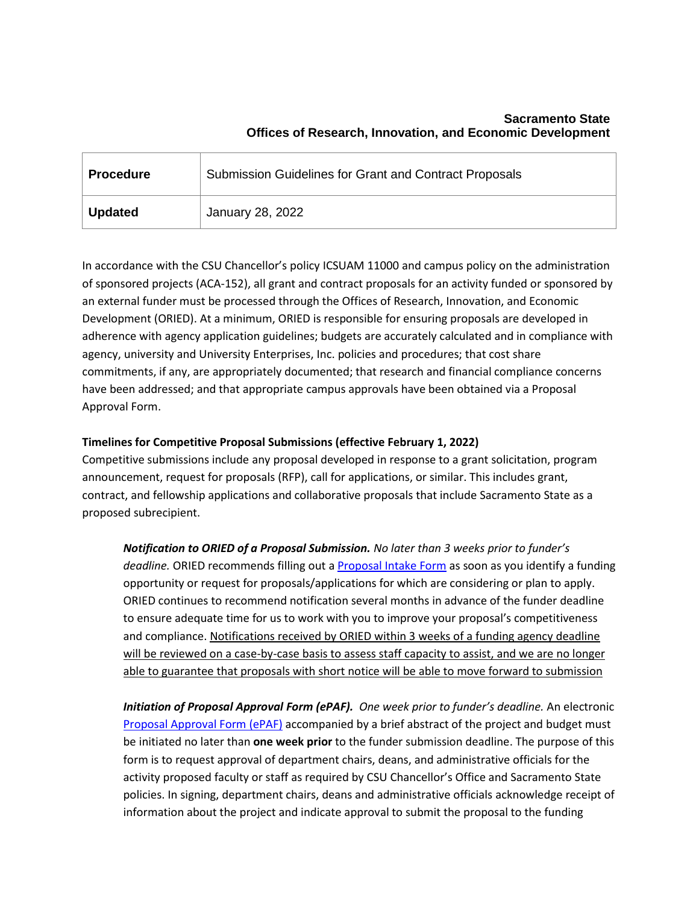**Sacramento State**
**Offices of Research, Innovation, and Economic Development**

| **Procedure** | Submission Guidelines for Grant and Contract Proposals |
|---|---|
| **Updated** | January 28, 2022 |

In accordance with the CSU Chancellor's policy ICSUAM 11000 and campus policy on the administration of sponsored projects (ACA-152), all grant and contract proposals for an activity funded or sponsored by an external funder must be processed through the Offices of Research, Innovation, and Economic Development (ORIED). At a minimum, ORIED is responsible for ensuring proposals are developed in adherence with agency application guidelines; budgets are accurately calculated and in compliance with agency, university and University Enterprises, Inc. policies and procedures; that cost share commitments, if any, are appropriately documented; that research and financial compliance concerns have been addressed; and that appropriate campus approvals have been obtained via a Proposal Approval Form.

**Timelines for Competitive Proposal Submissions (effective February 1, 2022)**

Competitive submissions include any proposal developed in response to a grant solicitation, program announcement, request for proposals (RFP), call for applications, or similar. This includes grant, contract, and fellowship applications and collaborative proposals that include Sacramento State as a proposed subrecipient.

> ***Notification to ORIED of a Proposal Submission.*** *No later than 3 weeks prior to funder's deadline.* ORIED recommends filling out a [Proposal Intake Form]() as soon as you identify a funding opportunity or request for proposals/applications for which are considering or plan to apply. ORIED continues to recommend notification several months in advance of the funder deadline to ensure adequate time for us to work with you to improve your proposal's competitiveness and compliance. <u>Notifications received by ORIED within 3 weeks of a funding agency deadline will be reviewed on a case-by-case basis to assess staff capacity to assist, and we are no longer able to guarantee that proposals with short notice will be able to move forward to submission</u>
>
> ***Initiation of Proposal Approval Form (ePAF).*** *One week prior to funder's deadline.* An electronic [Proposal Approval Form (ePAF)]() accompanied by a brief abstract of the project and budget must be initiated no later than **one week prior** to the funder submission deadline. The purpose of this form is to request approval of department chairs, deans, and administrative officials for the activity proposed faculty or staff as required by CSU Chancellor's Office and Sacramento State policies. In signing, department chairs, deans and administrative officials acknowledge receipt of information about the project and indicate approval to submit the proposal to the funding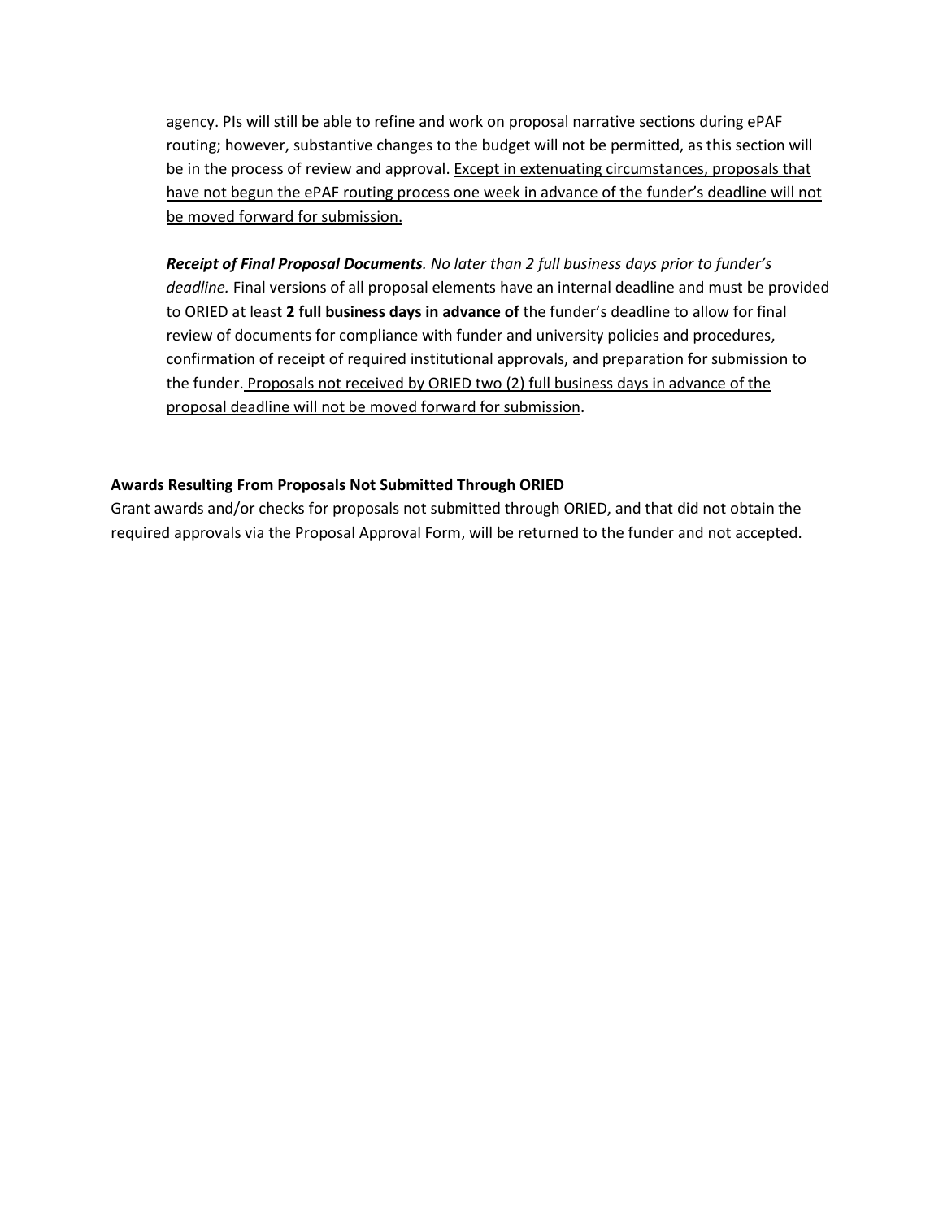agency. PIs will still be able to refine and work on proposal narrative sections during ePAF routing; however, substantive changes to the budget will not be permitted, as this section will be in the process of review and approval. <u>Except in extenuating circumstances, proposals that have not begun the ePAF routing process one week in advance of the funder's deadline will not be moved forward for submission.</u>

***Receipt of Final Proposal Documents**. No later than 2 full business days prior to funder's deadline.* Final versions of all proposal elements have an internal deadline and must be provided to ORIED at least **2 full business days in advance of** the funder's deadline to allow for final review of documents for compliance with funder and university policies and procedures, confirmation of receipt of required institutional approvals, and preparation for submission to the funder. <u>Proposals not received by ORIED two (2) full business days in advance of the proposal deadline will not be moved forward for submission</u>.

**Awards Resulting From Proposals Not Submitted Through ORIED**

Grant awards and/or checks for proposals not submitted through ORIED, and that did not obtain the required approvals via the Proposal Approval Form, will be returned to the funder and not accepted.